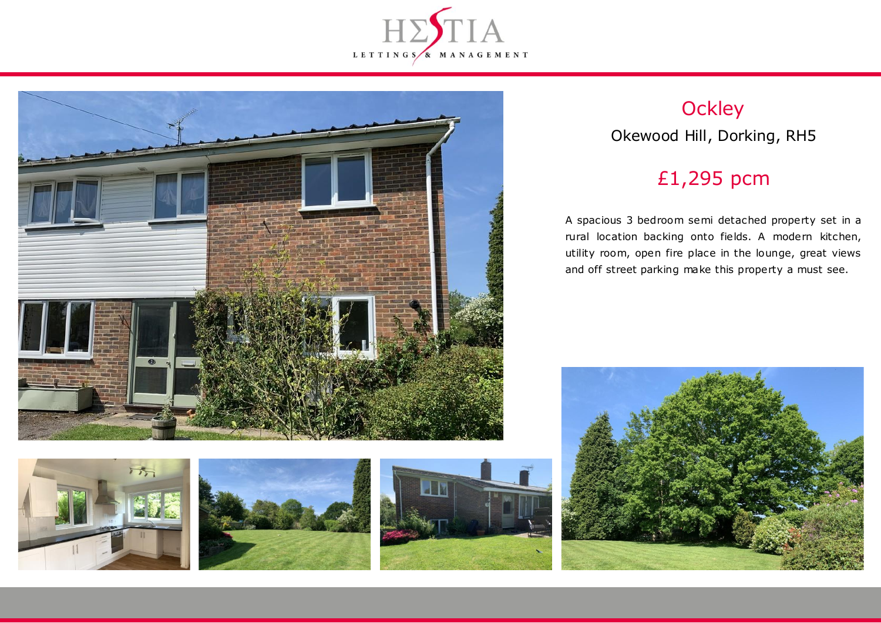# Ockley

## Okewood Hill, Dorking, RH5

## £1,295 pcm

A spacious 3 bedroom semi detached property set in a rural location backing onto fields. A modern kitchen, utility room, open fire place in the lounge, great views and off street parking make this property a must see.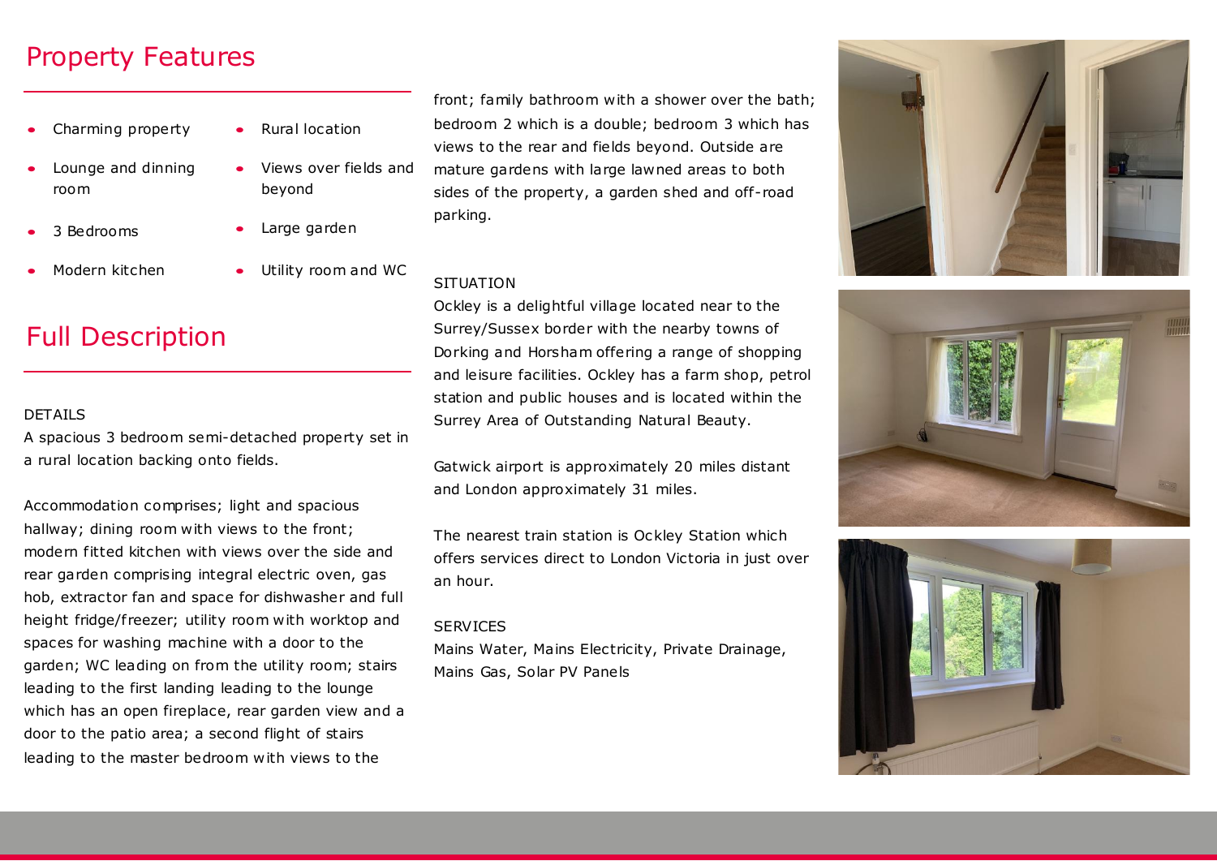## Property Features

- Charming property
- Rural location
- Lounge and dinning room
- Views over fields and beyond
- 3 Bedrooms
- Large garden
- Modern kitchen
- Utility room and WC

## Full Description

DETAILS

A spacious 3 bedroom semi-detached property set in a rural location backing onto fields.

Accommodation comprises; light and spacious hallway; dining room with views to the front; modern fitted kitchen with views over the side and rear garden comprising integral electric oven, gas hob, extractor fan and space for dishwasher and full height fridge/freezer; utility room with worktop and spaces for washing machine with a door to the garden; WC leading on from the utility room; stairs leading to the first landing leading to the lounge which has an open fireplace, rear garden view and a door to the patio area; a second flight of stairs leading to the master bedroom with views to the front; family bathroom with a shower over the bath; bedroom 2 which is a double; bedroom 3 which has views to the rear and fields beyond. Outside are mature gardens with large lawned areas to both sides of the property, a garden shed and off-road parking.

SITUATION

Ockley is a delightful village located near to the Surrey/Sussex border with the nearby towns of Dorking and Horsham offering a range of shopping and leisure facilities. Ockley has a farm shop, petrol station and public houses and is located within the Surrey Area of Outstanding Natural Beauty.

Gatwick airport is approximately 20 miles distant and London approximately 31 miles.

The nearest train station is Ockley Station which offers services direct to London Victoria in just over an hour.

SERVICES

Mains Water, Mains Electricity, Private Drainage, Mains Gas, Solar PV Panels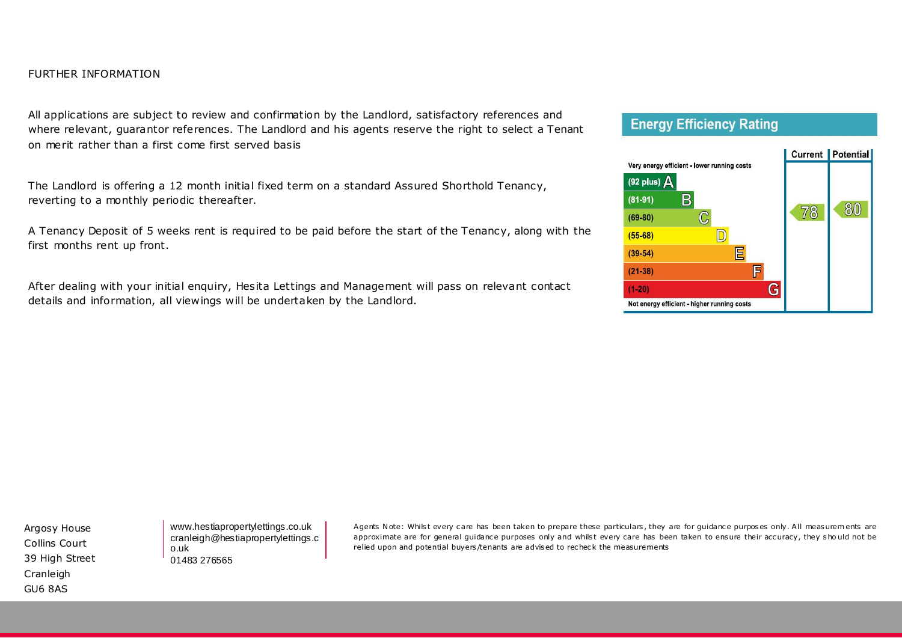FURTHER INFORMATION

All applications are subject to review and confirmation by the Landlord, satisfactory references and where relevant, guarantor references. The Landlord and his agents reserve the right to select a Tenant on merit rather than a first come first served basis

The Landlord is offering a 12 month initial fixed term on a standard Assured Shorthold Tenancy, reverting to a monthly periodic thereafter.

A Tenancy Deposit of 5 weeks rent is required to be paid before the start of the Tenancy, along with the first months rent up front.

After dealing with your initial enquiry, Hesita Lettings and Management will pass on relevant contact details and information, all viewings will be undertaken by the Landlord.

## Energy Efficiency Rating

Current
Potential

Very energy efficient - lower running costs

(92 plus) A
(81-91) B
(69-80) C
(55-68) D
(39-54) E
(21-38) F
(1-20) G

Not energy efficient - higher running costs

78
80

Argosy House
Collins Court
39 High Street
Cranleigh
GU6 8AS

www.hestiapropertylettings.co.uk
cranleigh@hestiapropertylettings.co.uk
01483 276565

Agents Note: Whilst every care has been taken to prepare these particulars, they are for guidance purposes only. All measurements are approximate are for general guidance purposes only and whilst every care has been taken to ensure their accuracy, they should not be relied upon and potential buyers/tenants are advised to recheck the measurements